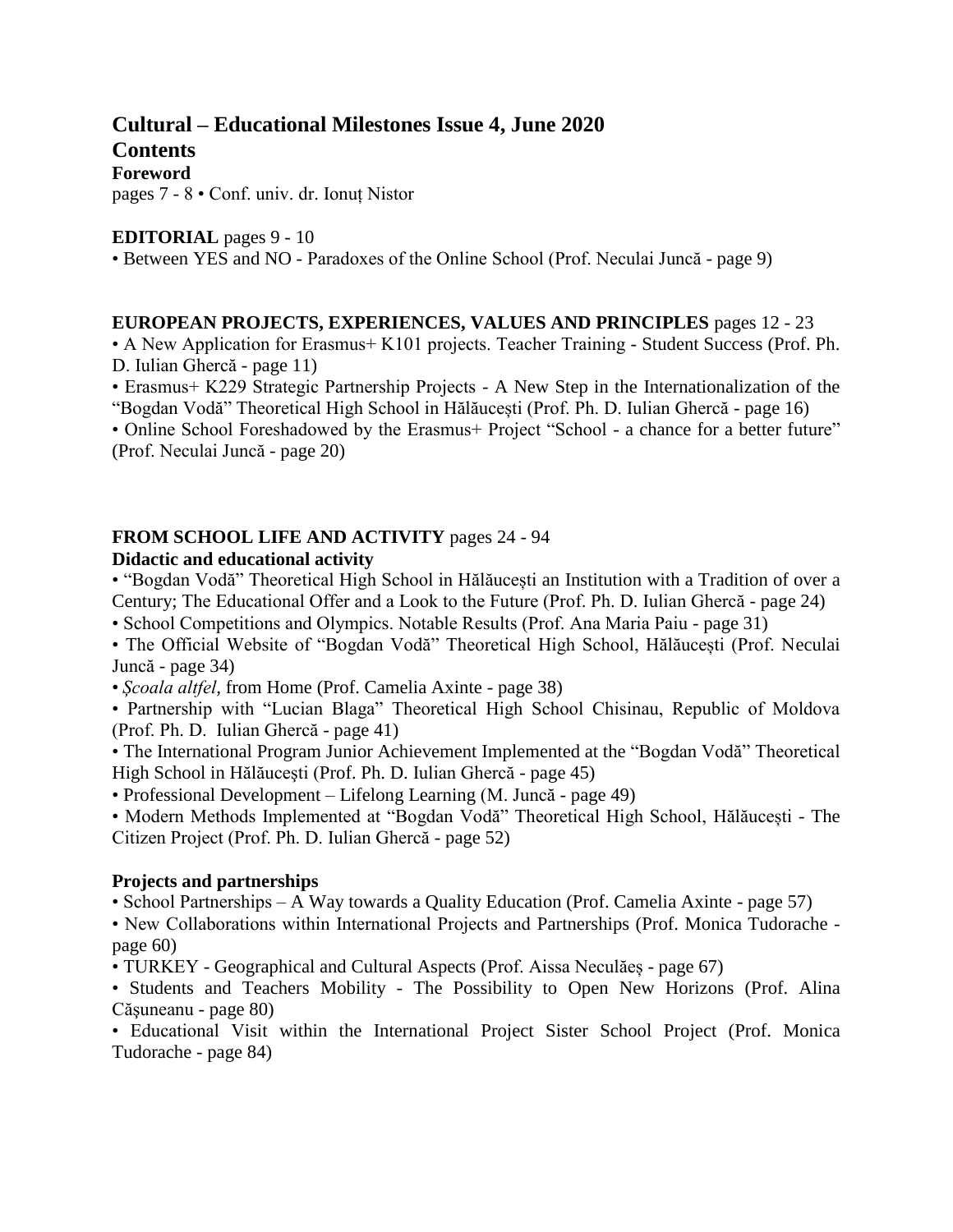# Cultural – Educational Milestones Issue 4, June 2020

## Contents

### Foreword

pages 7 - 8 • Conf. univ. dr. Ionuț Nistor

**EDITORIAL** pages 9 - 10

• Between YES and NO - Paradoxes of the Online School (Prof. Neculai Juncă - page 9)

**EUROPEAN PROJECTS, EXPERIENCES, VALUES AND PRINCIPLES** pages 12 - 23

• A New Application for Erasmus+ K101 projects. Teacher Training - Student Success (Prof. Ph. D. Iulian Ghercă - page 11)

• Erasmus+ K229 Strategic Partnership Projects - A New Step in the Internationalization of the "Bogdan Vodă" Theoretical High School in Hălăucești (Prof. Ph. D. Iulian Ghercă - page 16)

• Online School Foreshadowed by the Erasmus+ Project "School - a chance for a better future" (Prof. Neculai Juncă - page 20)

**FROM SCHOOL LIFE AND ACTIVITY** pages 24 - 94

**Didactic and educational activity**

• "Bogdan Vodă" Theoretical High School in Hălăucești an Institution with a Tradition of over a Century; The Educational Offer and a Look to the Future (Prof. Ph. D. Iulian Ghercă - page 24)

• School Competitions and Olympics. Notable Results (Prof. Ana Maria Paiu - page 31)

• The Official Website of "Bogdan Vodă" Theoretical High School, Hălăucești (Prof. Neculai Juncă - page 34)

• *Școala altfel*, from Home (Prof. Camelia Axinte - page 38)

• Partnership with "Lucian Blaga" Theoretical High School Chisinau, Republic of Moldova (Prof. Ph. D. Iulian Ghercă - page 41)

• The International Program Junior Achievement Implemented at the "Bogdan Vodă" Theoretical High School in Hălăucești (Prof. Ph. D. Iulian Ghercă - page 45)

• Professional Development – Lifelong Learning (M. Juncă - page 49)

• Modern Methods Implemented at "Bogdan Vodă" Theoretical High School, Hălăucești - The Citizen Project (Prof. Ph. D. Iulian Ghercă - page 52)

**Projects and partnerships**

• School Partnerships – A Way towards a Quality Education (Prof. Camelia Axinte - page 57)

• New Collaborations within International Projects and Partnerships (Prof. Monica Tudorache - page 60)

• TURKEY - Geographical and Cultural Aspects (Prof. Aissa Neculăeș - page 67)

• Students and Teachers Mobility - The Possibility to Open New Horizons (Prof. Alina Căşuneanu - page 80)

• Educational Visit within the International Project Sister School Project (Prof. Monica Tudorache - page 84)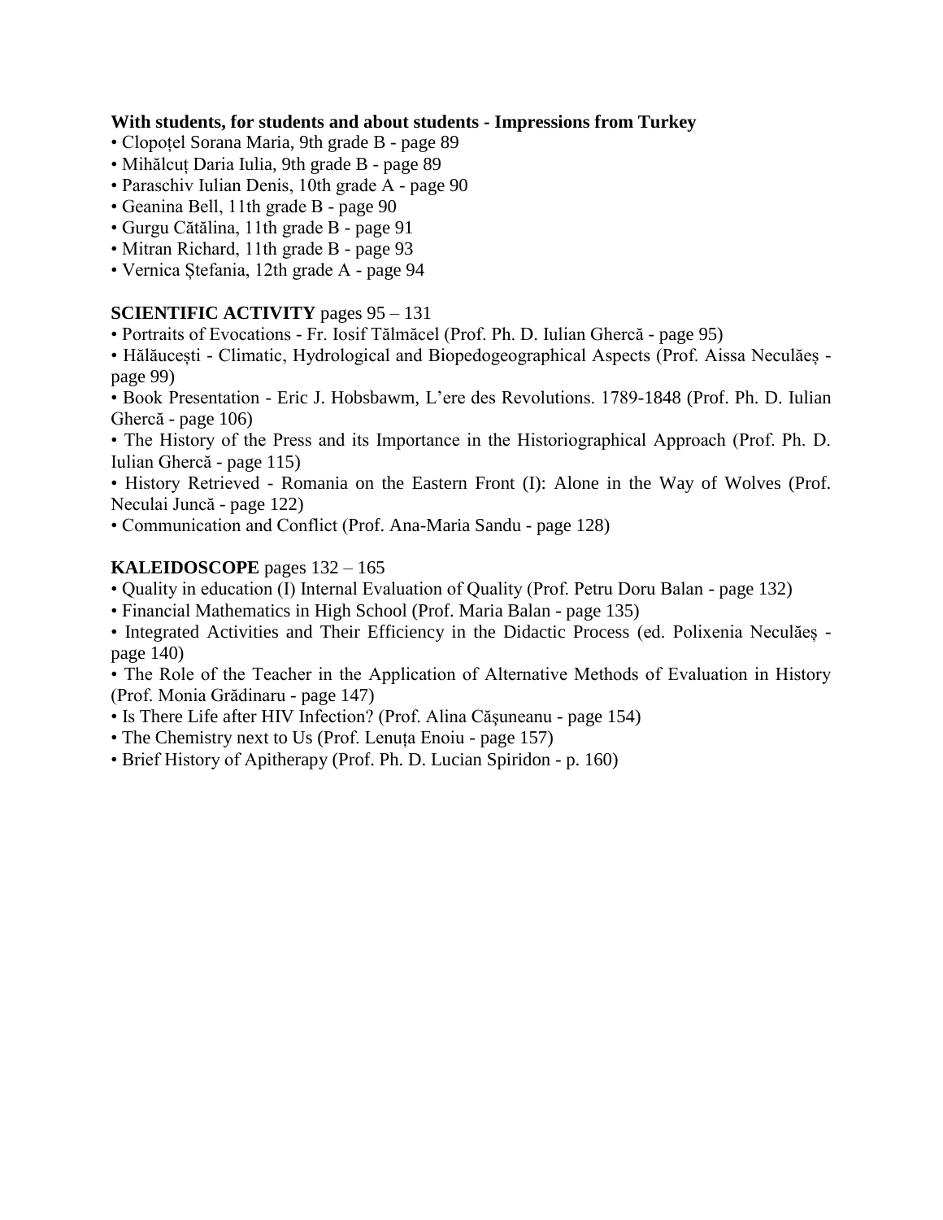**With students, for students and about students - Impressions from Turkey**

- Clopoțel Sorana Maria, 9th grade B - page 89
- Mihălcuț Daria Iulia, 9th grade B - page 89
- Paraschiv Iulian Denis, 10th grade A - page 90
- Geanina Bell, 11th grade B - page 90
- Gurgu Cătălina, 11th grade B - page 91
- Mitran Richard, 11th grade B - page 93
- Vernica Ștefania, 12th grade A - page 94

**SCIENTIFIC ACTIVITY** pages 95 – 131

- Portraits of Evocations - Fr. Iosif Tălmăcel (Prof. Ph. D. Iulian Ghercă - page 95)
- Hălăucești - Climatic, Hydrological and Biopedogeographical Aspects (Prof. Aissa Neculăeș - page 99)
- Book Presentation - Eric J. Hobsbawm, L'ere des Revolutions. 1789-1848 (Prof. Ph. D. Iulian Ghercă - page 106)
- The History of the Press and its Importance in the Historiographical Approach (Prof. Ph. D. Iulian Ghercă - page 115)
- History Retrieved - Romania on the Eastern Front (I): Alone in the Way of Wolves (Prof. Neculai Juncă - page 122)
- Communication and Conflict (Prof. Ana-Maria Sandu - page 128)

**KALEIDOSCOPE** pages 132 – 165

- Quality in education (I) Internal Evaluation of Quality (Prof. Petru Doru Balan - page 132)
- Financial Mathematics in High School (Prof. Maria Balan - page 135)
- Integrated Activities and Their Efficiency in the Didactic Process (ed. Polixenia Neculăeș - page 140)
- The Role of the Teacher in the Application of Alternative Methods of Evaluation in History (Prof. Monia Grădinaru - page 147)
- Is There Life after HIV Infection? (Prof. Alina Căşuneanu - page 154)
- The Chemistry next to Us (Prof. Lenuța Enoiu - page 157)
- Brief History of Apitherapy (Prof. Ph. D. Lucian Spiridon - p. 160)